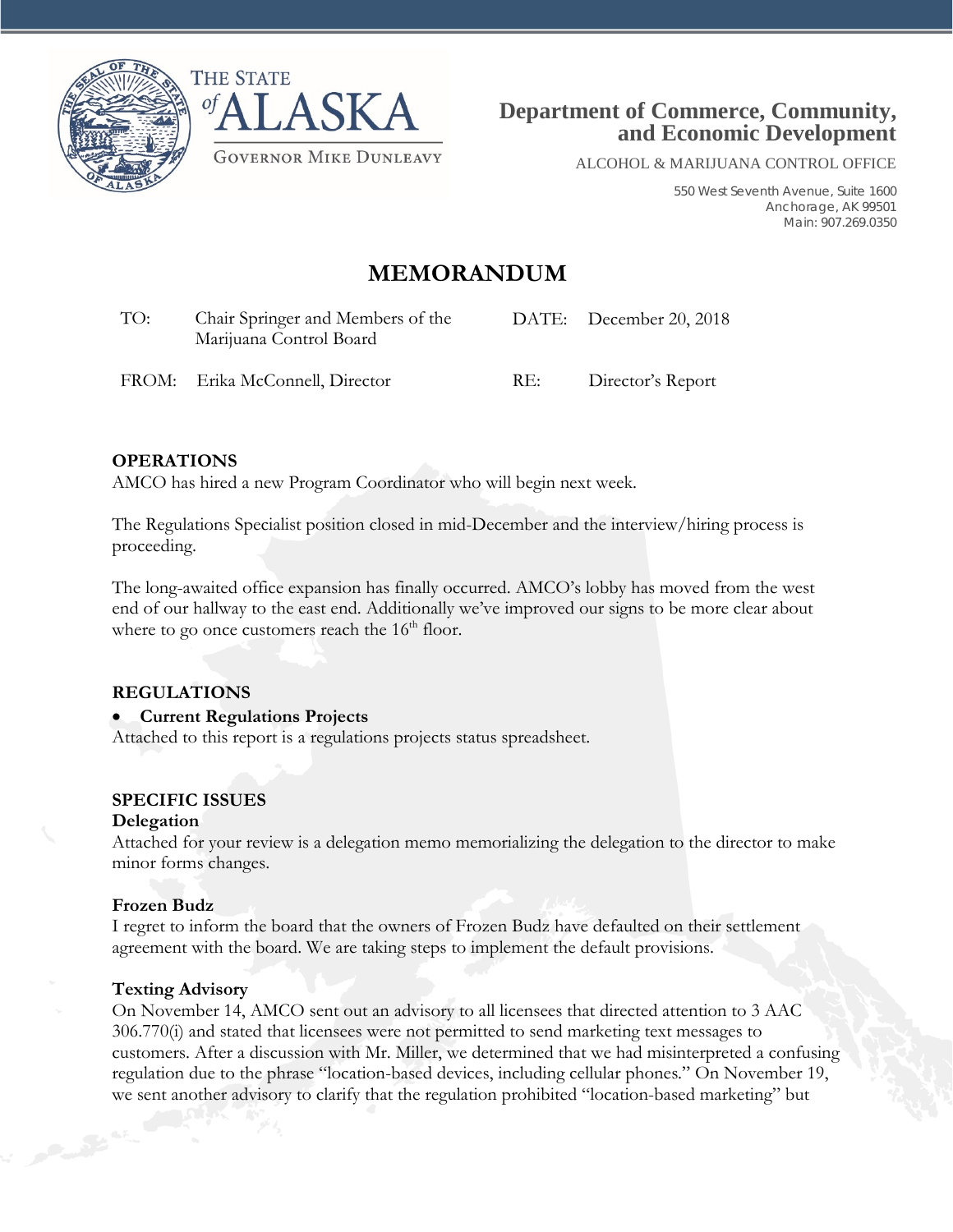THE STATE of ALASKA

GOVERNOR MIKE DUNLEAVY

**Department of Commerce, Community, and Economic Development**

ALCOHOL & MARIJUANA CONTROL OFFICE

550 West Seventh Avenue, Suite 1600
Anchorage, AK 99501
Main: 907.269.0350

# MEMORANDUM

| | | | |
|---|---|---|---|
| TO: | Chair Springer and Members of the Marijuana Control Board | DATE: | December 20, 2018 |
| FROM: | Erika McConnell, Director | RE: | Director's Report |

**OPERATIONS**

AMCO has hired a new Program Coordinator who will begin next week.

The Regulations Specialist position closed in mid-December and the interview/hiring process is proceeding.

The long-awaited office expansion has finally occurred. AMCO's lobby has moved from the west end of our hallway to the east end. Additionally we've improved our signs to be more clear about where to go once customers reach the 16th floor.

**REGULATIONS**

- **Current Regulations Projects**

Attached to this report is a regulations projects status spreadsheet.

**SPECIFIC ISSUES**

**Delegation**

Attached for your review is a delegation memo memorializing the delegation to the director to make minor forms changes.

**Frozen Budz**

I regret to inform the board that the owners of Frozen Budz have defaulted on their settlement agreement with the board. We are taking steps to implement the default provisions.

**Texting Advisory**

On November 14, AMCO sent out an advisory to all licensees that directed attention to 3 AAC 306.770(i) and stated that licensees were not permitted to send marketing text messages to customers. After a discussion with Mr. Miller, we determined that we had misinterpreted a confusing regulation due to the phrase "location-based devices, including cellular phones." On November 19, we sent another advisory to clarify that the regulation prohibited "location-based marketing" but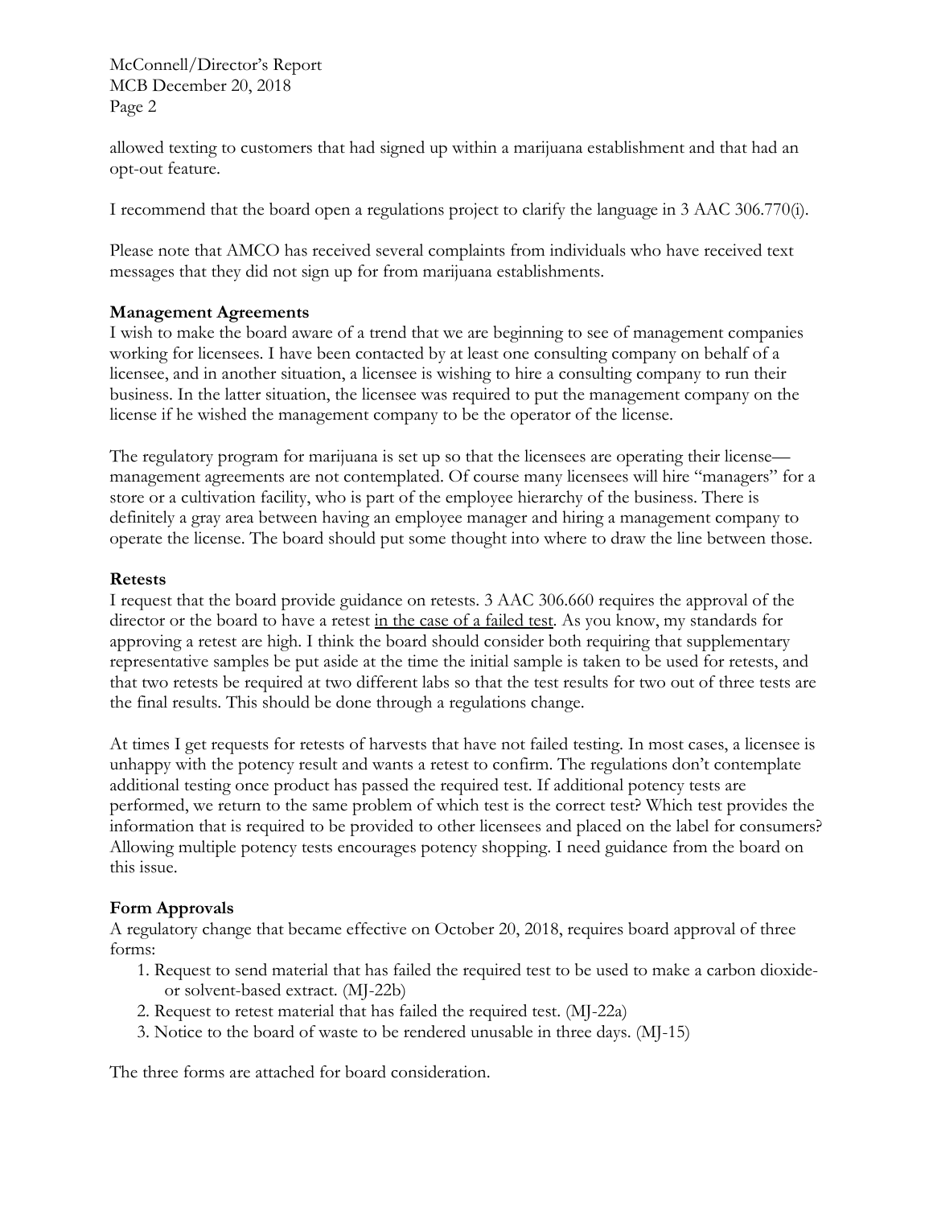allowed texting to customers that had signed up within a marijuana establishment and that had an opt-out feature.

I recommend that the board open a regulations project to clarify the language in 3 AAC 306.770(i).

Please note that AMCO has received several complaints from individuals who have received text messages that they did not sign up for from marijuana establishments.

**Management Agreements**

I wish to make the board aware of a trend that we are beginning to see of management companies working for licensees. I have been contacted by at least one consulting company on behalf of a licensee, and in another situation, a licensee is wishing to hire a consulting company to run their business. In the latter situation, the licensee was required to put the management company on the license if he wished the management company to be the operator of the license.

The regulatory program for marijuana is set up so that the licensees are operating their license—management agreements are not contemplated. Of course many licensees will hire "managers" for a store or a cultivation facility, who is part of the employee hierarchy of the business. There is definitely a gray area between having an employee manager and hiring a management company to operate the license. The board should put some thought into where to draw the line between those.

**Retests**

I request that the board provide guidance on retests. 3 AAC 306.660 requires the approval of the director or the board to have a retest <u>in the case of a failed test</u>. As you know, my standards for approving a retest are high. I think the board should consider both requiring that supplementary representative samples be put aside at the time the initial sample is taken to be used for retests, and that two retests be required at two different labs so that the test results for two out of three tests are the final results. This should be done through a regulations change.

At times I get requests for retests of harvests that have not failed testing. In most cases, a licensee is unhappy with the potency result and wants a retest to confirm. The regulations don't contemplate additional testing once product has passed the required test. If additional potency tests are performed, we return to the same problem of which test is the correct test? Which test provides the information that is required to be provided to other licensees and placed on the label for consumers? Allowing multiple potency tests encourages potency shopping. I need guidance from the board on this issue.

**Form Approvals**

A regulatory change that became effective on October 20, 2018, requires board approval of three forms:

1. Request to send material that has failed the required test to be used to make a carbon dioxide- or solvent-based extract. (MJ-22b)
2. Request to retest material that has failed the required test. (MJ-22a)
3. Notice to the board of waste to be rendered unusable in three days. (MJ-15)

The three forms are attached for board consideration.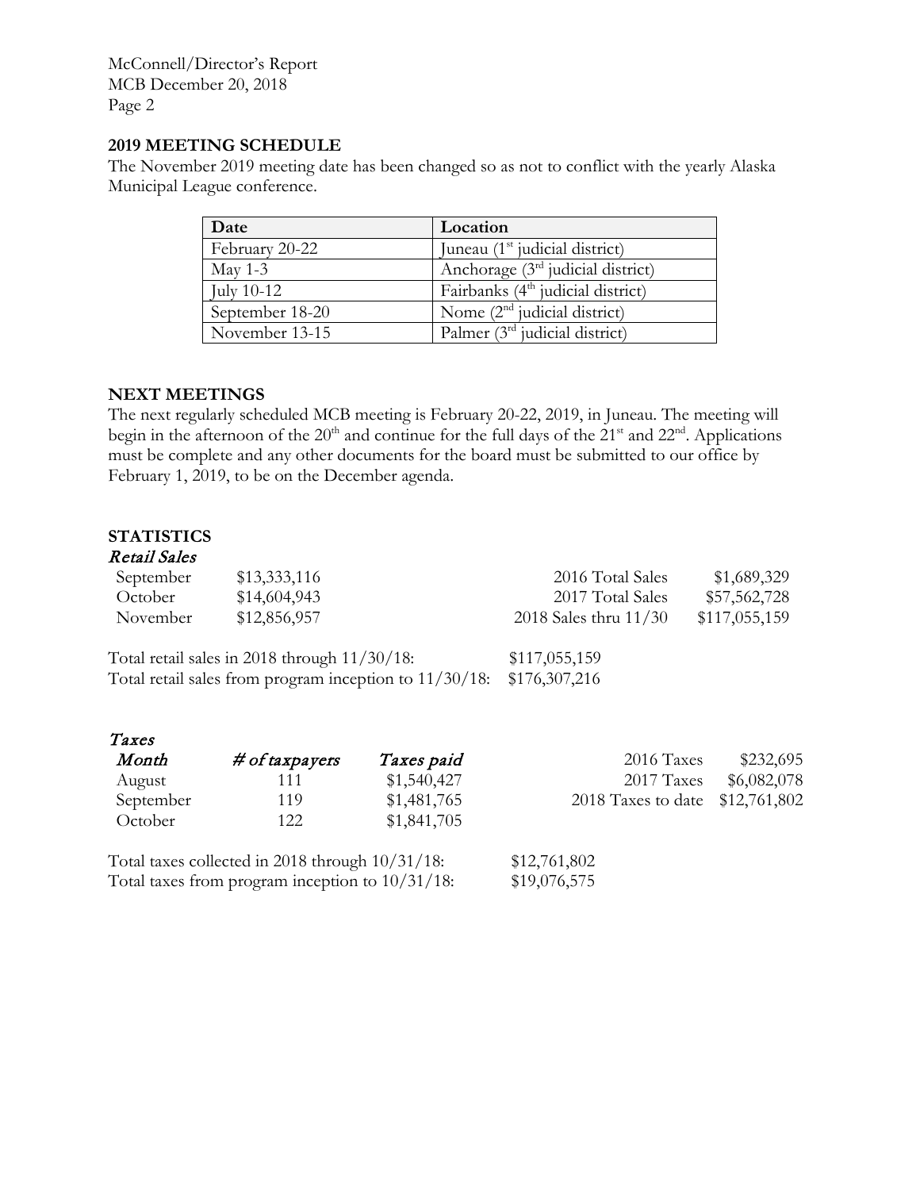## 2019 MEETING SCHEDULE

The November 2019 meeting date has been changed so as not to conflict with the yearly Alaska Municipal League conference.

| Date | Location |
|---|---|
| February 20-22 | Juneau (1st judicial district) |
| May 1-3 | Anchorage (3rd judicial district) |
| July 10-12 | Fairbanks (4th judicial district) |
| September 18-20 | Nome (2nd judicial district) |
| November 13-15 | Palmer (3rd judicial district) |

## NEXT MEETINGS

The next regularly scheduled MCB meeting is February 20-22, 2019, in Juneau. The meeting will begin in the afternoon of the 20th and continue for the full days of the 21st and 22nd. Applications must be complete and any other documents for the board must be submitted to our office by February 1, 2019, to be on the December agenda.

## STATISTICS

### *Retail Sales*

| | | | |
|---|---|---|---|
| September | $13,333,116 | 2016 Total Sales | $1,689,329 |
| October | $14,604,943 | 2017 Total Sales | $57,562,728 |
| November | $12,856,957 | 2018 Sales thru 11/30 | $117,055,159 |

Total retail sales in 2018 through 11/30/18: $117,055,159
Total retail sales from program inception to 11/30/18: $176,307,216

### *Taxes*

| *Month* | *# of taxpayers* | *Taxes paid* | | |
|---|---|---|---|---|
| August | 111 | $1,540,427 | 2016 Taxes | $232,695 |
| September | 119 | $1,481,765 | 2017 Taxes | $6,082,078 |
| October | 122 | $1,841,705 | 2018 Taxes to date | $12,761,802 |

Total taxes collected in 2018 through 10/31/18: $12,761,802
Total taxes from program inception to 10/31/18: $19,076,575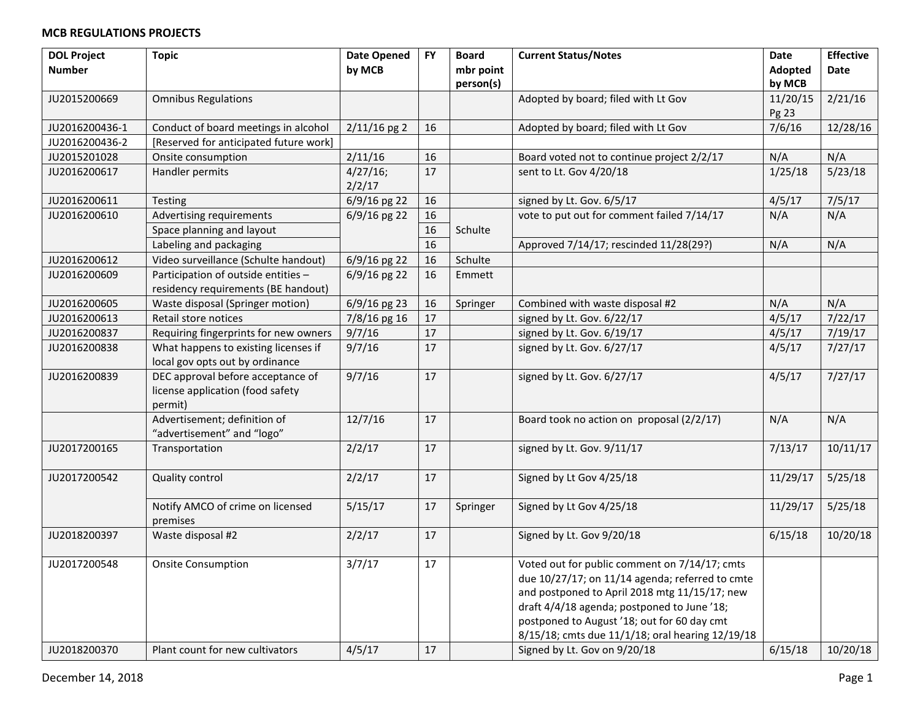**MCB REGULATIONS PROJECTS**

| DOL Project Number | Topic | Date Opened by MCB | FY | Board mbr point person(s) | Current Status/Notes | Date Adopted by MCB | Effective Date |
|---|---|---|---|---|---|---|---|
| JU2015200669 | Omnibus Regulations | | | | Adopted by board; filed with Lt Gov | 11/20/15 Pg 23 | 2/21/16 |
| JU2016200436-1 | Conduct of board meetings in alcohol | 2/11/16 pg 2 | 16 | | Adopted by board; filed with Lt Gov | 7/6/16 | 12/28/16 |
| JU2016200436-2 | [Reserved for anticipated future work] | | | | | | |
| JU2015201028 | Onsite consumption | 2/11/16 | 16 | | Board voted not to continue project 2/2/17 | N/A | N/A |
| JU2016200617 | Handler permits | 4/27/16; 2/2/17 | 17 | | sent to Lt. Gov 4/20/18 | 1/25/18 | 5/23/18 |
| JU2016200611 | Testing | 6/9/16 pg 22 | 16 | | signed by Lt. Gov. 6/5/17 | 4/5/17 | 7/5/17 |
| JU2016200610 | Advertising requirements | 6/9/16 pg 22 | 16 | | vote to put out for comment failed 7/14/17 | N/A | N/A |
| | Space planning and layout | | 16 | Schulte | | | |
| | Labeling and packaging | | 16 | | Approved 7/14/17; rescinded 11/28(29?) | N/A | N/A |
| JU2016200612 | Video surveillance (Schulte handout) | 6/9/16 pg 22 | 16 | Schulte | | | |
| JU2016200609 | Participation of outside entities – residency requirements (BE handout) | 6/9/16 pg 22 | 16 | Emmett | | | |
| JU2016200605 | Waste disposal (Springer motion) | 6/9/16 pg 23 | 16 | Springer | Combined with waste disposal #2 | N/A | N/A |
| JU2016200613 | Retail store notices | 7/8/16 pg 16 | 17 | | signed by Lt. Gov. 6/22/17 | 4/5/17 | 7/22/17 |
| JU2016200837 | Requiring fingerprints for new owners | 9/7/16 | 17 | | signed by Lt. Gov. 6/19/17 | 4/5/17 | 7/19/17 |
| JU2016200838 | What happens to existing licenses if local gov opts out by ordinance | 9/7/16 | 17 | | signed by Lt. Gov. 6/27/17 | 4/5/17 | 7/27/17 |
| JU2016200839 | DEC approval before acceptance of license application (food safety permit) | 9/7/16 | 17 | | signed by Lt. Gov. 6/27/17 | 4/5/17 | 7/27/17 |
| | Advertisement; definition of "advertisement" and "logo" | 12/7/16 | 17 | | Board took no action on proposal (2/2/17) | N/A | N/A |
| JU2017200165 | Transportation | 2/2/17 | 17 | | signed by Lt. Gov. 9/11/17 | 7/13/17 | 10/11/17 |
| JU2017200542 | Quality control | 2/2/17 | 17 | | Signed by Lt Gov 4/25/18 | 11/29/17 | 5/25/18 |
| | Notify AMCO of crime on licensed premises | 5/15/17 | 17 | Springer | Signed by Lt Gov 4/25/18 | 11/29/17 | 5/25/18 |
| JU2018200397 | Waste disposal #2 | 2/2/17 | 17 | | Signed by Lt. Gov 9/20/18 | 6/15/18 | 10/20/18 |
| JU2017200548 | Onsite Consumption | 3/7/17 | 17 | | Voted out for public comment on 7/14/17; cmts due 10/27/17; on 11/14 agenda; referred to cmte and postponed to April 2018 mtg 11/15/17; new draft 4/4/18 agenda; postponed to June '18; postponed to August '18; out for 60 day cmt 8/15/18; cmts due 11/1/18; oral hearing 12/19/18 | | |
| JU2018200370 | Plant count for new cultivators | 4/5/17 | 17 | | Signed by Lt. Gov on 9/20/18 | 6/15/18 | 10/20/18 |

December 14, 2018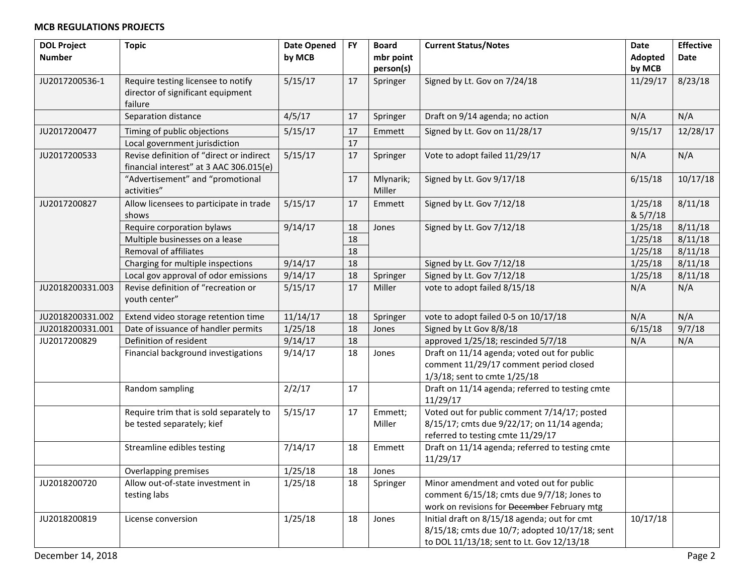**MCB REGULATIONS PROJECTS**

| DOL Project Number | Topic | Date Opened by MCB | FY | Board mbr point person(s) | Current Status/Notes | Date Adopted by MCB | Effective Date |
|---|---|---|---|---|---|---|---|
| JU2017200536-1 | Require testing licensee to notify director of significant equipment failure | 5/15/17 | 17 | Springer | Signed by Lt. Gov on 7/24/18 | 11/29/17 | 8/23/18 |
| | Separation distance | 4/5/17 | 17 | Springer | Draft on 9/14 agenda; no action | N/A | N/A |
| JU2017200477 | Timing of public objections | 5/15/17 | 17 | Emmett | Signed by Lt. Gov on 11/28/17 | 9/15/17 | 12/28/17 |
| | Local government jurisdiction | | 17 | | | | |
| JU2017200533 | Revise definition of "direct or indirect financial interest" at 3 AAC 306.015(e) | 5/15/17 | 17 | Springer | Vote to adopt failed 11/29/17 | N/A | N/A |
| | "Advertisement" and "promotional activities" | | 17 | Mlynarik; Miller | Signed by Lt. Gov 9/17/18 | 6/15/18 | 10/17/18 |
| JU2017200827 | Allow licensees to participate in trade shows | 5/15/17 | 17 | Emmett | Signed by Lt. Gov 7/12/18 | 1/25/18 & 5/7/18 | 8/11/18 |
| | Require corporation bylaws | 9/14/17 | 18 | Jones | Signed by Lt. Gov 7/12/18 | 1/25/18 | 8/11/18 |
| | Multiple businesses on a lease | | 18 | | | 1/25/18 | 8/11/18 |
| | Removal of affiliates | | 18 | | | 1/25/18 | 8/11/18 |
| | Charging for multiple inspections | 9/14/17 | 18 | | Signed by Lt. Gov 7/12/18 | 1/25/18 | 8/11/18 |
| | Local gov approval of odor emissions | 9/14/17 | 18 | Springer | Signed by Lt. Gov 7/12/18 | 1/25/18 | 8/11/18 |
| JU2018200331.003 | Revise definition of "recreation or youth center" | 5/15/17 | 17 | Miller | vote to adopt failed 8/15/18 | N/A | N/A |
| JU2018200331.002 | Extend video storage retention time | 11/14/17 | 18 | Springer | vote to adopt failed 0-5 on 10/17/18 | N/A | N/A |
| JU2018200331.001 | Date of issuance of handler permits | 1/25/18 | 18 | Jones | Signed by Lt Gov 8/8/18 | 6/15/18 | 9/7/18 |
| JU2017200829 | Definition of resident | 9/14/17 | 18 | | approved 1/25/18; rescinded 5/7/18 | N/A | N/A |
| | Financial background investigations | 9/14/17 | 18 | Jones | Draft on 11/14 agenda; voted out for public comment 11/29/17 comment period closed 1/3/18; sent to cmte 1/25/18 | | |
| | Random sampling | 2/2/17 | 17 | | Draft on 11/14 agenda; referred to testing cmte 11/29/17 | | |
| | Require trim that is sold separately to be tested separately; kief | 5/15/17 | 17 | Emmett; Miller | Voted out for public comment 7/14/17; posted 8/15/17; cmts due 9/22/17; on 11/14 agenda; referred to testing cmte 11/29/17 | | |
| | Streamline edibles testing | 7/14/17 | 18 | Emmett | Draft on 11/14 agenda; referred to testing cmte 11/29/17 | | |
| | Overlapping premises | 1/25/18 | 18 | Jones | | | |
| JU2018200720 | Allow out-of-state investment in testing labs | 1/25/18 | 18 | Springer | Minor amendment and voted out for public comment 6/15/18; cmts due 9/7/18; Jones to work on revisions for ~~December~~ February mtg | | |
| JU2018200819 | License conversion | 1/25/18 | 18 | Jones | Initial draft on 8/15/18 agenda; out for cmt 8/15/18; cmts due 10/7; adopted 10/17/18; sent to DOL 11/13/18; sent to Lt. Gov 12/13/18 | 10/17/18 | |

December 14, 2018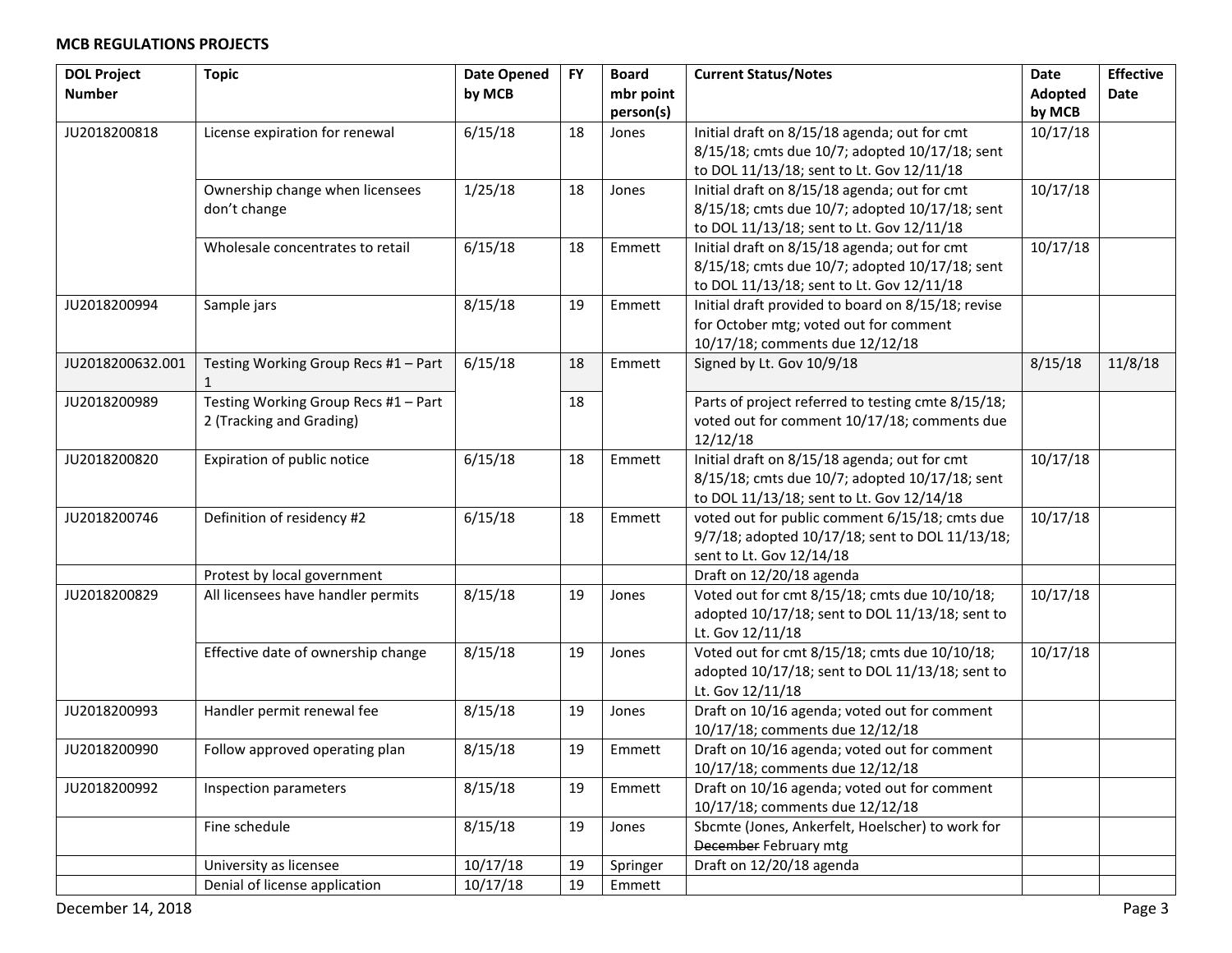**MCB REGULATIONS PROJECTS**

| DOL Project Number | Topic | Date Opened by MCB | FY | Board mbr point person(s) | Current Status/Notes | Date Adopted by MCB | Effective Date |
|---|---|---|---|---|---|---|---|
| JU2018200818 | License expiration for renewal | 6/15/18 | 18 | Jones | Initial draft on 8/15/18 agenda; out for cmt 8/15/18; cmts due 10/7; adopted 10/17/18; sent to DOL 11/13/18; sent to Lt. Gov 12/11/18 | 10/17/18 | |
| | Ownership change when licensees don't change | 1/25/18 | 18 | Jones | Initial draft on 8/15/18 agenda; out for cmt 8/15/18; cmts due 10/7; adopted 10/17/18; sent to DOL 11/13/18; sent to Lt. Gov 12/11/18 | 10/17/18 | |
| | Wholesale concentrates to retail | 6/15/18 | 18 | Emmett | Initial draft on 8/15/18 agenda; out for cmt 8/15/18; cmts due 10/7; adopted 10/17/18; sent to DOL 11/13/18; sent to Lt. Gov 12/11/18 | 10/17/18 | |
| JU2018200994 | Sample jars | 8/15/18 | 19 | Emmett | Initial draft provided to board on 8/15/18; revise for October mtg; voted out for comment 10/17/18; comments due 12/12/18 | | |
| JU2018200632.001 | Testing Working Group Recs #1 – Part 1 | 6/15/18 | 18 | Emmett | Signed by Lt. Gov 10/9/18 | 8/15/18 | 11/8/18 |
| JU2018200989 | Testing Working Group Recs #1 – Part 2 (Tracking and Grading) | | 18 | | Parts of project referred to testing cmte 8/15/18; voted out for comment 10/17/18; comments due 12/12/18 | | |
| JU2018200820 | Expiration of public notice | 6/15/18 | 18 | Emmett | Initial draft on 8/15/18 agenda; out for cmt 8/15/18; cmts due 10/7; adopted 10/17/18; sent to DOL 11/13/18; sent to Lt. Gov 12/14/18 | 10/17/18 | |
| JU2018200746 | Definition of residency #2 | 6/15/18 | 18 | Emmett | voted out for public comment 6/15/18; cmts due 9/7/18; adopted 10/17/18; sent to DOL 11/13/18; sent to Lt. Gov 12/14/18 | 10/17/18 | |
| | Protest by local government | | | | Draft on 12/20/18 agenda | | |
| JU2018200829 | All licensees have handler permits | 8/15/18 | 19 | Jones | Voted out for cmt 8/15/18; cmts due 10/10/18; adopted 10/17/18; sent to DOL 11/13/18; sent to Lt. Gov 12/11/18 | 10/17/18 | |
| | Effective date of ownership change | 8/15/18 | 19 | Jones | Voted out for cmt 8/15/18; cmts due 10/10/18; adopted 10/17/18; sent to DOL 11/13/18; sent to Lt. Gov 12/11/18 | 10/17/18 | |
| JU2018200993 | Handler permit renewal fee | 8/15/18 | 19 | Jones | Draft on 10/16 agenda; voted out for comment 10/17/18; comments due 12/12/18 | | |
| JU2018200990 | Follow approved operating plan | 8/15/18 | 19 | Emmett | Draft on 10/16 agenda; voted out for comment 10/17/18; comments due 12/12/18 | | |
| JU2018200992 | Inspection parameters | 8/15/18 | 19 | Emmett | Draft on 10/16 agenda; voted out for comment 10/17/18; comments due 12/12/18 | | |
| | Fine schedule | 8/15/18 | 19 | Jones | Sbcmte (Jones, Ankerfelt, Hoelscher) to work for ~~December~~ February mtg | | |
| | University as licensee | 10/17/18 | 19 | Springer | Draft on 12/20/18 agenda | | |
| | Denial of license application | 10/17/18 | 19 | Emmett | | | |

December 14, 2018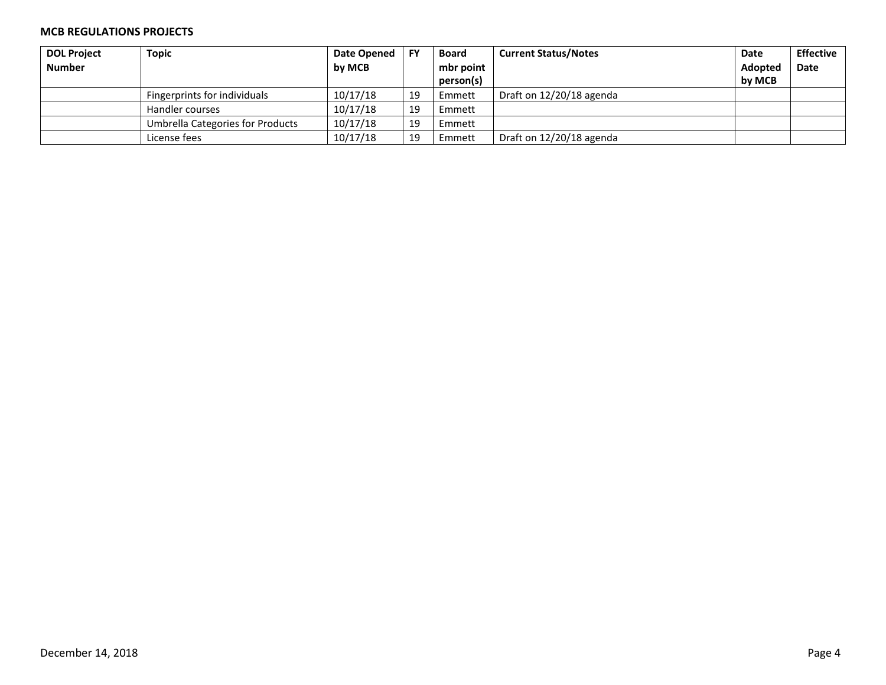**MCB REGULATIONS PROJECTS**

| DOL Project Number | Topic | Date Opened by MCB | FY | Board mbr point person(s) | Current Status/Notes | Date Adopted by MCB | Effective Date |
|---|---|---|---|---|---|---|---|
| | Fingerprints for individuals | 10/17/18 | 19 | Emmett | Draft on 12/20/18 agenda | | |
| | Handler courses | 10/17/18 | 19 | Emmett | | | |
| | Umbrella Categories for Products | 10/17/18 | 19 | Emmett | | | |
| | License fees | 10/17/18 | 19 | Emmett | Draft on 12/20/18 agenda | | |

December 14, 2018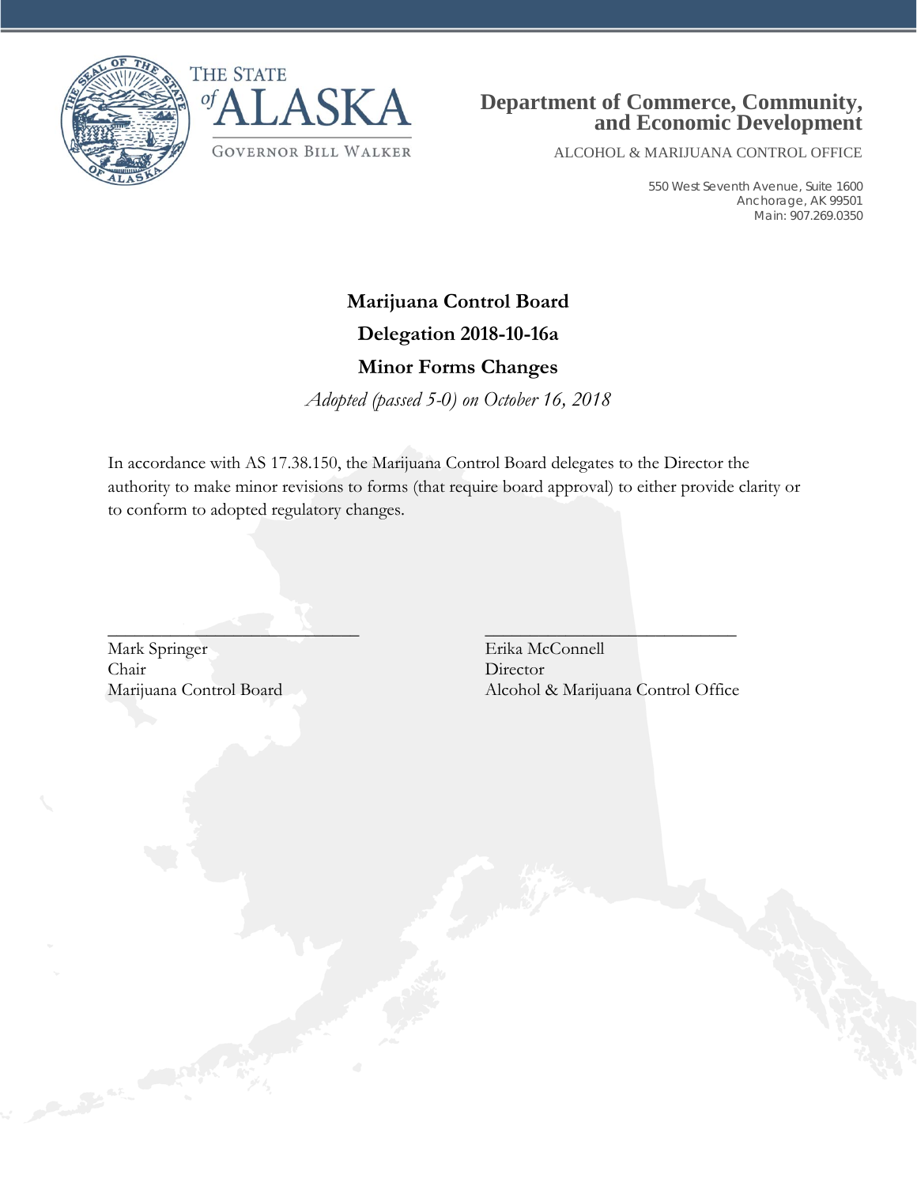THE STATE of ALASKA

GOVERNOR BILL WALKER

**Department of Commerce, Community, and Economic Development**

ALCOHOL & MARIJUANA CONTROL OFFICE

550 West Seventh Avenue, Suite 1600
Anchorage, AK 99501
Main: 907.269.0350

# Marijuana Control Board

## Delegation 2018-10-16a

## Minor Forms Changes

*Adopted (passed 5-0) on October 16, 2018*

In accordance with AS 17.38.150, the Marijuana Control Board delegates to the Director the authority to make minor revisions to forms (that require board approval) to either provide clarity or to conform to adopted regulatory changes.

\_\_\_\_\_\_\_\_\_\_\_\_\_\_\_\_\_\_\_\_\_\_\_\_\_\_\_\_
Mark Springer
Chair
Marijuana Control Board

\_\_\_\_\_\_\_\_\_\_\_\_\_\_\_\_\_\_\_\_\_\_\_\_\_\_\_\_
Erika McConnell
Director
Alcohol & Marijuana Control Office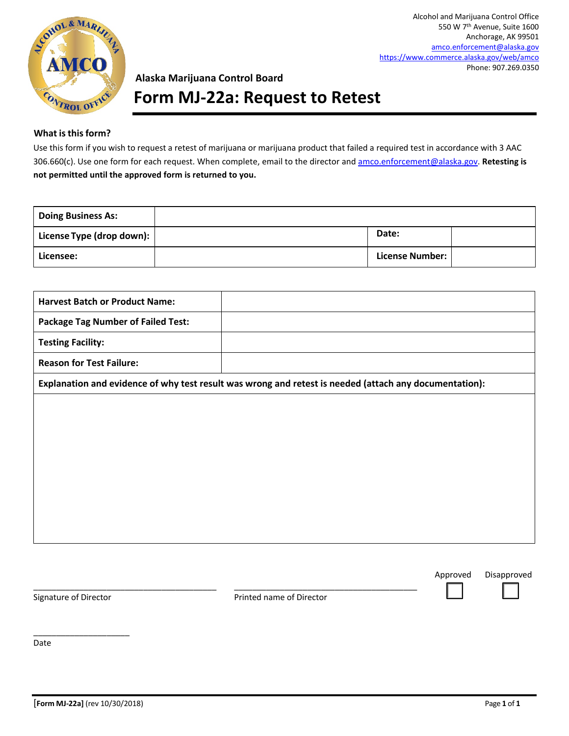Alcohol and Marijuana Control Office
550 W 7th Avenue, Suite 1600
Anchorage, AK 99501
amco.enforcement@alaska.gov
https://www.commerce.alaska.gov/web/amco
Phone: 907.269.0350

**Alaska Marijuana Control Board**

# Form MJ-22a: Request to Retest

**What is this form?**

Use this form if you wish to request a retest of marijuana or marijuana product that failed a required test in accordance with 3 AAC 306.660(c). Use one form for each request. When complete, email to the director and amco.enforcement@alaska.gov. **Retesting is not permitted until the approved form is returned to you.**

| **Doing Business As:** | | | |
|---|---|---|---|
| **License Type (drop down):** | | **Date:** | |
| **Licensee:** | | **License Number:** | |

| **Harvest Batch or Product Name:** | |
|---|---|
| **Package Tag Number of Failed Test:** | |
| **Testing Facility:** | |
| **Reason for Test Failure:** | |

| **Explanation and evidence of why test result was wrong and retest is needed (attach any documentation):** |
|---|
| |

Approved ☐ Disapproved ☐

\_\_\_\_\_\_\_\_\_\_\_\_\_\_\_\_\_\_\_\_\_\_\_\_\_\_\_\_\_\_\_\_\_\_\_\_\_\_\_\_
Signature of Director

\_\_\_\_\_\_\_\_\_\_\_\_\_\_\_\_\_\_\_\_\_\_\_\_\_\_\_\_\_\_\_\_\_\_\_\_\_\_\_\_
Printed name of Director

\_\_\_\_\_\_\_\_\_\_\_\_\_\_\_\_\_\_\_\_\_\_
Date

[**Form MJ-22a**] (rev 10/30/2018)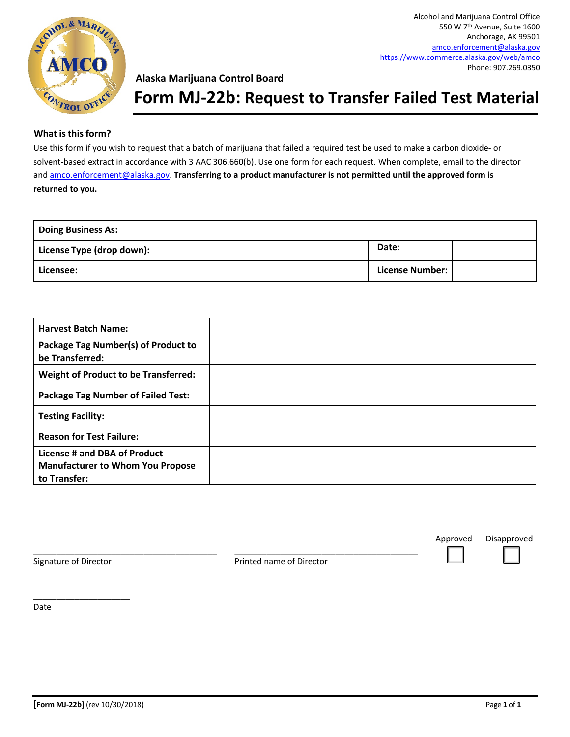Alcohol and Marijuana Control Office
550 W 7th Avenue, Suite 1600
Anchorage, AK 99501
amco.enforcement@alaska.gov
https://www.commerce.alaska.gov/web/amco
Phone: 907.269.0350

**Alaska Marijuana Control Board**

# Form MJ-22b: Request to Transfer Failed Test Material

**What is this form?**

Use this form if you wish to request that a batch of marijuana that failed a required test be used to make a carbon dioxide- or solvent-based extract in accordance with 3 AAC 306.660(b). Use one form for each request. When complete, email to the director and amco.enforcement@alaska.gov. **Transferring to a product manufacturer is not permitted until the approved form is returned to you.**

| | | | |
|---|---|---|---|
| **Doing Business As:** | | | |
| **License Type (drop down):** | | **Date:** | |
| **Licensee:** | | **License Number:** | |

| | |
|---|---|
| **Harvest Batch Name:** | |
| **Package Tag Number(s) of Product to be Transferred:** | |
| **Weight of Product to be Transferred:** | |
| **Package Tag Number of Failed Test:** | |
| **Testing Facility:** | |
| **Reason for Test Failure:** | |
| **License # and DBA of Product Manufacturer to Whom You Propose to Transfer:** | |

_______________________________________ Signature of Director

_______________________________________ Printed name of Director

☐ Approved ☐ Disapproved

_____________________ Date

[Form MJ-22b] (rev 10/30/2018)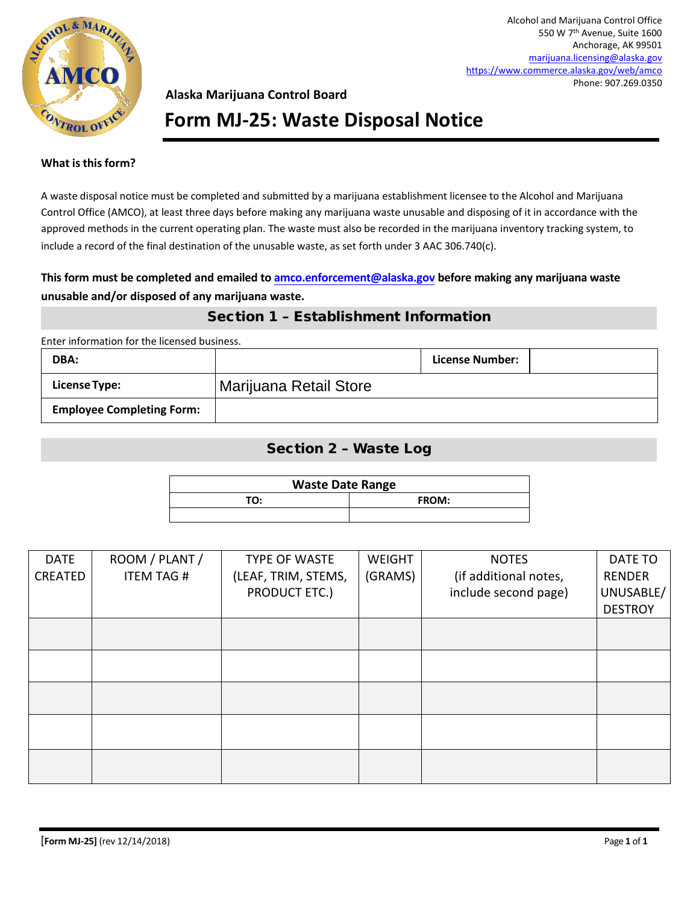Alcohol and Marijuana Control Office
550 W 7th Avenue, Suite 1600
Anchorage, AK 99501
marijuana.licensing@alaska.gov
https://www.commerce.alaska.gov/web/amco
Phone: 907.269.0350

**Alaska Marijuana Control Board**

# Form MJ-25: Waste Disposal Notice

**What is this form?**

A waste disposal notice must be completed and submitted by a marijuana establishment licensee to the Alcohol and Marijuana Control Office (AMCO), at least three days before making any marijuana waste unusable and disposing of it in accordance with the approved methods in the current operating plan. The waste must also be recorded in the marijuana inventory tracking system, to include a record of the final destination of the unusable waste, as set forth under 3 AAC 306.740(c).

**This form must be completed and emailed to amco.enforcement@alaska.gov before making any marijuana waste unusable and/or disposed of any marijuana waste.**

## Section 1 – Establishment Information

Enter information for the licensed business.

| | | | |
|---|---|---|---|
| **DBA:** | | **License Number:** | |
| **License Type:** | Marijuana Retail Store | | |
| **Employee Completing Form:** | | | |

## Section 2 – Waste Log

| Waste Date Range | |
|---|---|
| **TO:** | **FROM:** |
| | |

| DATE CREATED | ROOM / PLANT / ITEM TAG # | TYPE OF WASTE (LEAF, TRIM, STEMS, PRODUCT ETC.) | WEIGHT (GRAMS) | NOTES (if additional notes, include second page) | DATE TO RENDER UNUSABLE/ DESTROY |
|---|---|---|---|---|---|
| | | | | | |
| | | | | | |
| | | | | | |
| | | | | | |
| | | | | | |

[Form MJ-25] (rev 12/14/2018)